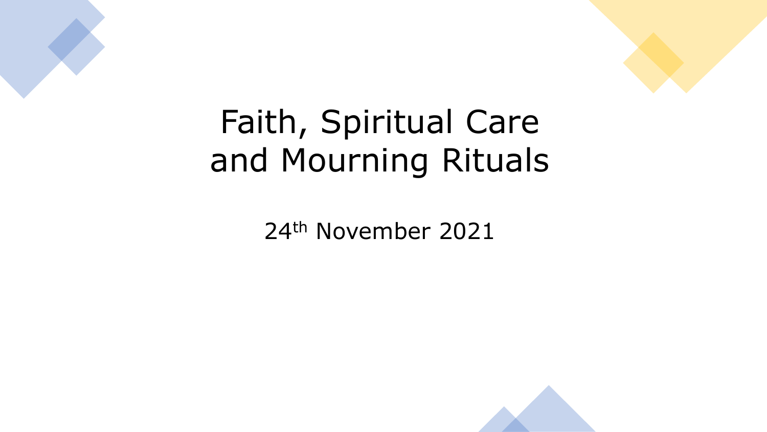# Faith, Spiritual Care and Mourning Rituals

24th November 2021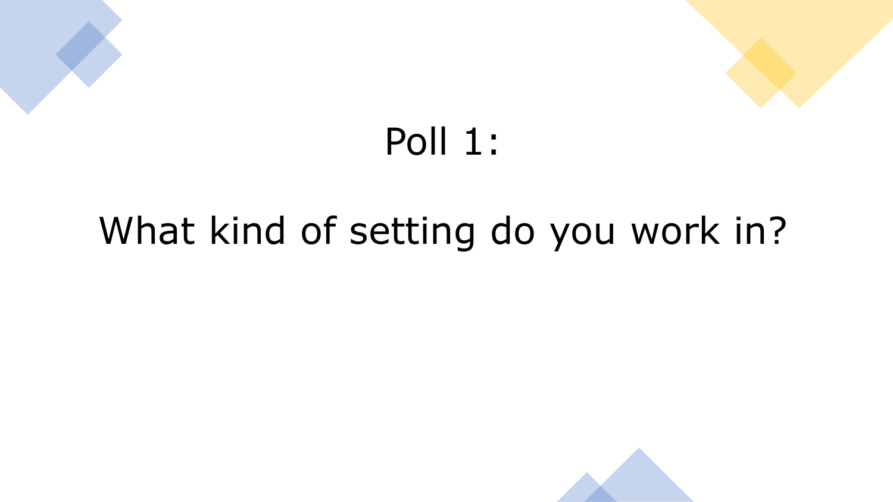# Poll 1:

## What kind of setting do you work in?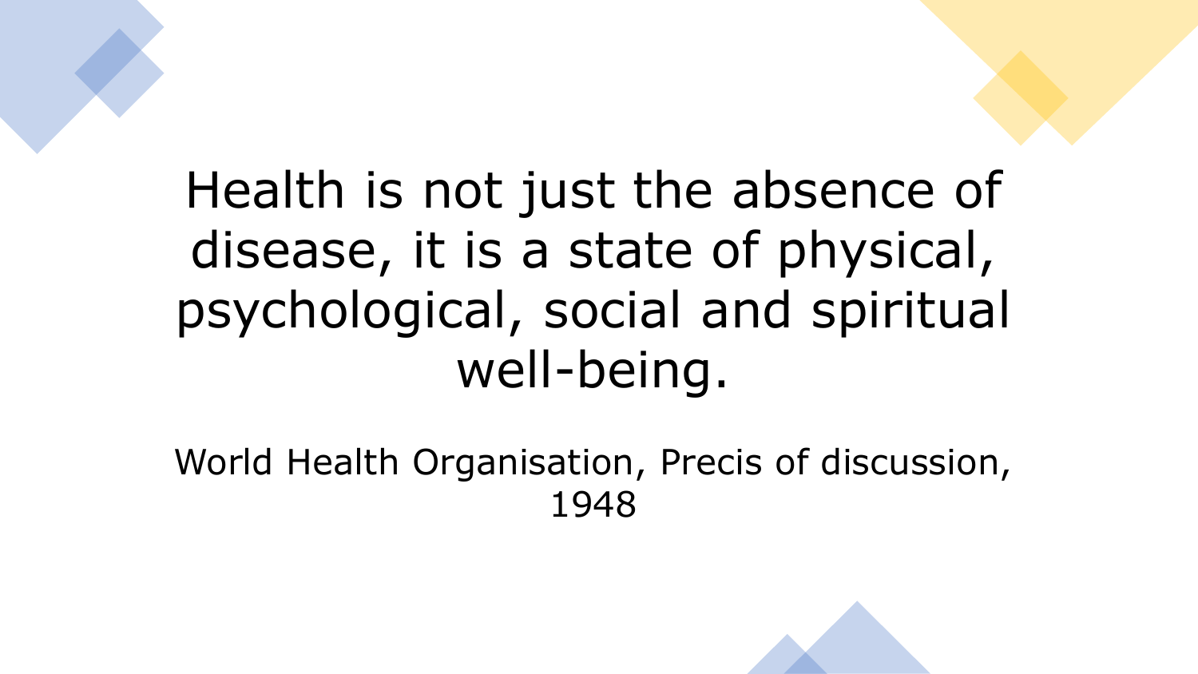Health is not just the absence of disease, it is a state of physical, psychological, social and spiritual well-being.

World Health Organisation, Precis of discussion, 1948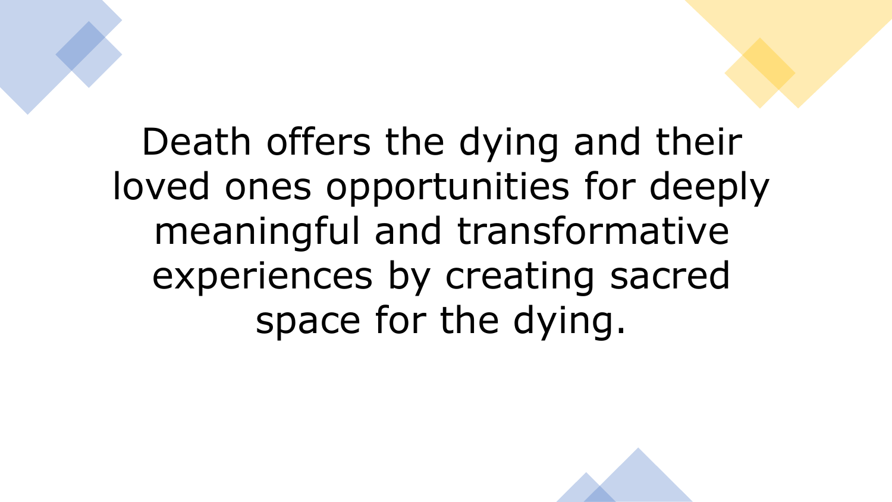Death offers the dying and their loved ones opportunities for deeply meaningful and transformative experiences by creating sacred space for the dying.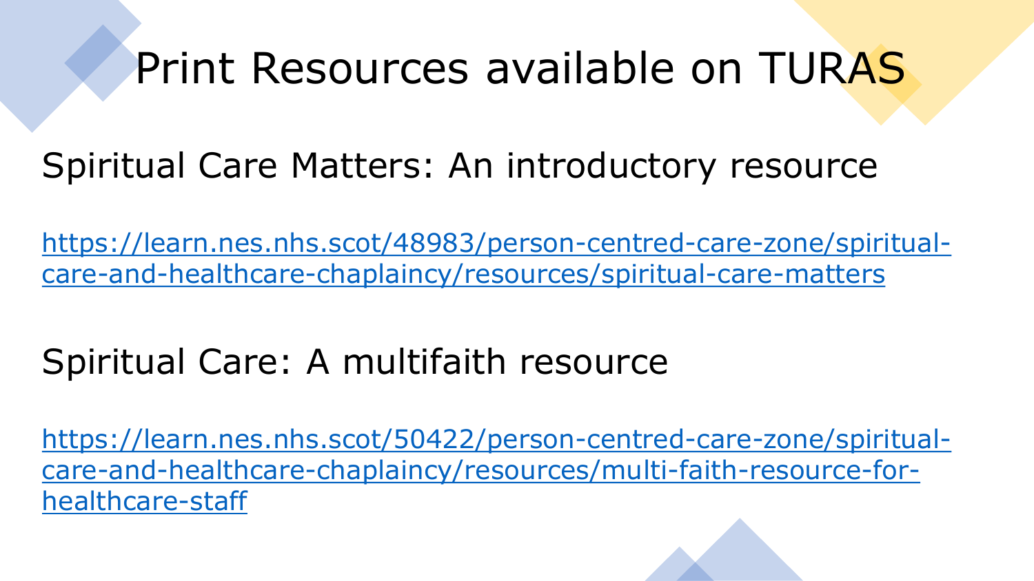# Print Resources available on TURAS

## Spiritual Care Matters: An introductory resource

https://learn.nes.nhs.scot/48983/person-centred-care-zone/spiritual-care-and-healthcare-chaplaincy/resources/spiritual-care-matters

## Spiritual Care: A multifaith resource

https://learn.nes.nhs.scot/50422/person-centred-care-zone/spiritual-care-and-healthcare-chaplaincy/resources/multi-faith-resource-for-healthcare-staff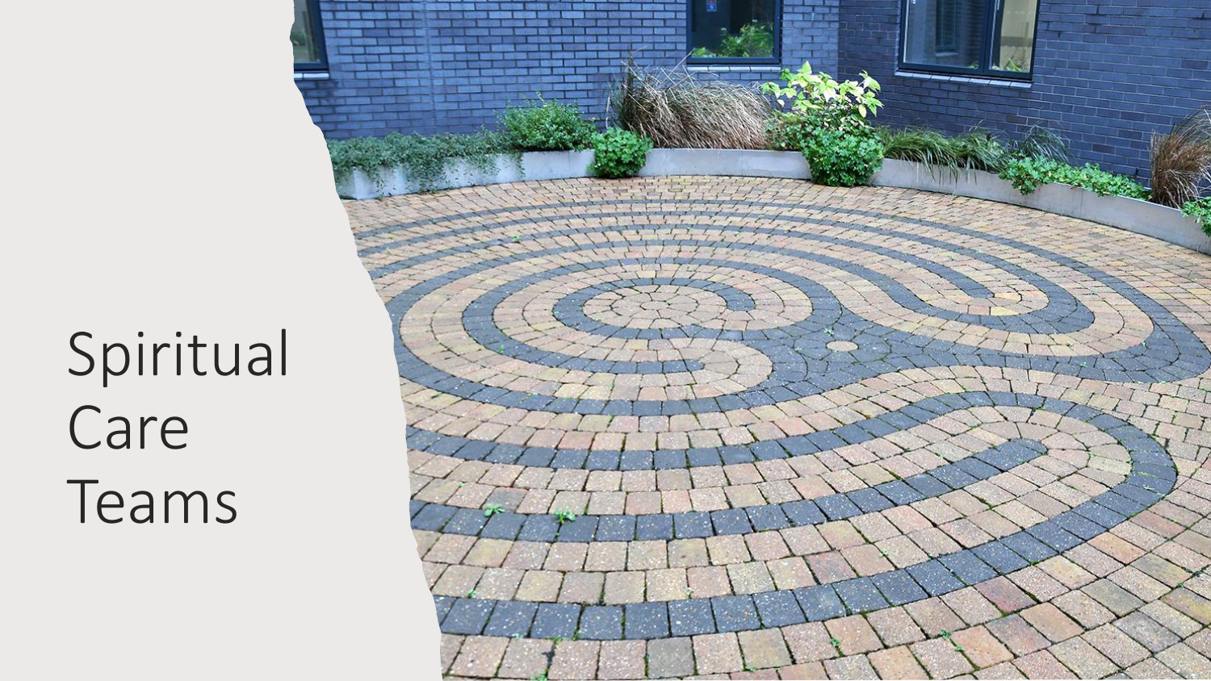# Spiritual Care Teams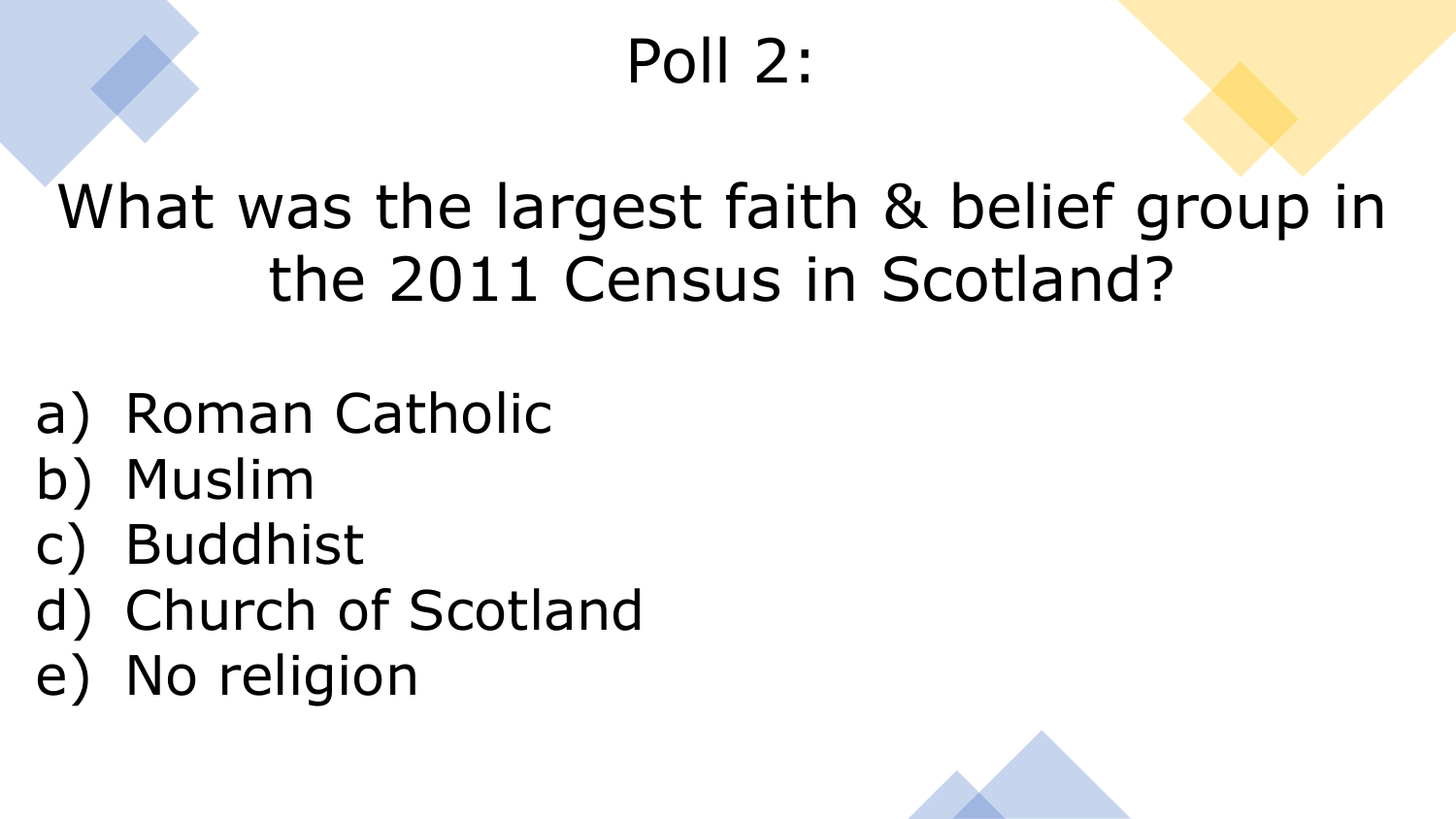# Poll 2:

## What was the largest faith & belief group in the 2011 Census in Scotland?

a) Roman Catholic
b) Muslim
c) Buddhist
d) Church of Scotland
e) No religion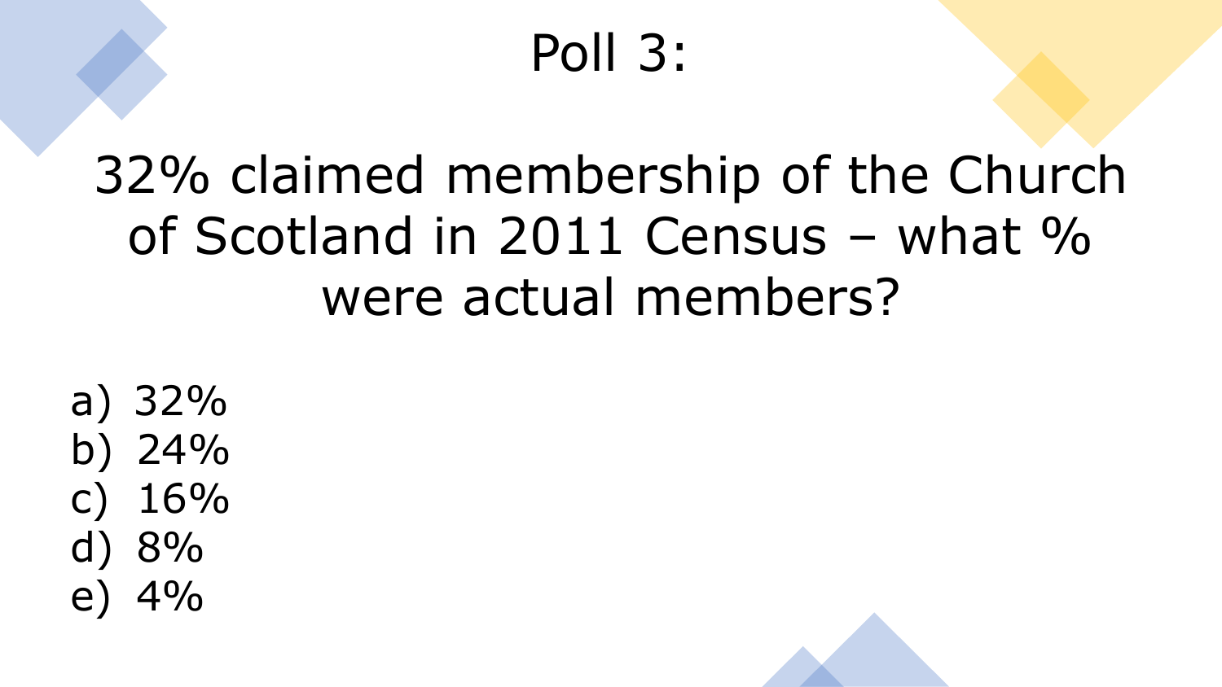# Poll 3:

## 32% claimed membership of the Church of Scotland in 2011 Census – what % were actual members?

a) 32%
b) 24%
c) 16%
d) 8%
e) 4%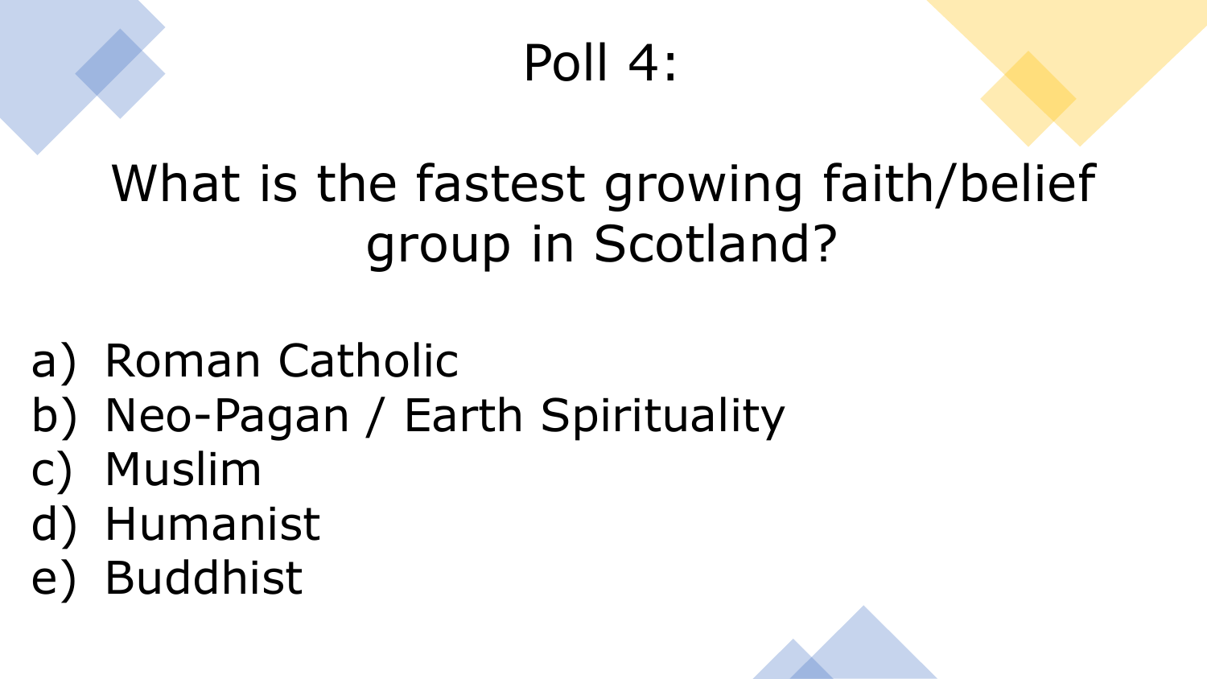# Poll 4:

## What is the fastest growing faith/belief group in Scotland?

a) Roman Catholic
b) Neo-Pagan / Earth Spirituality
c) Muslim
d) Humanist
e) Buddhist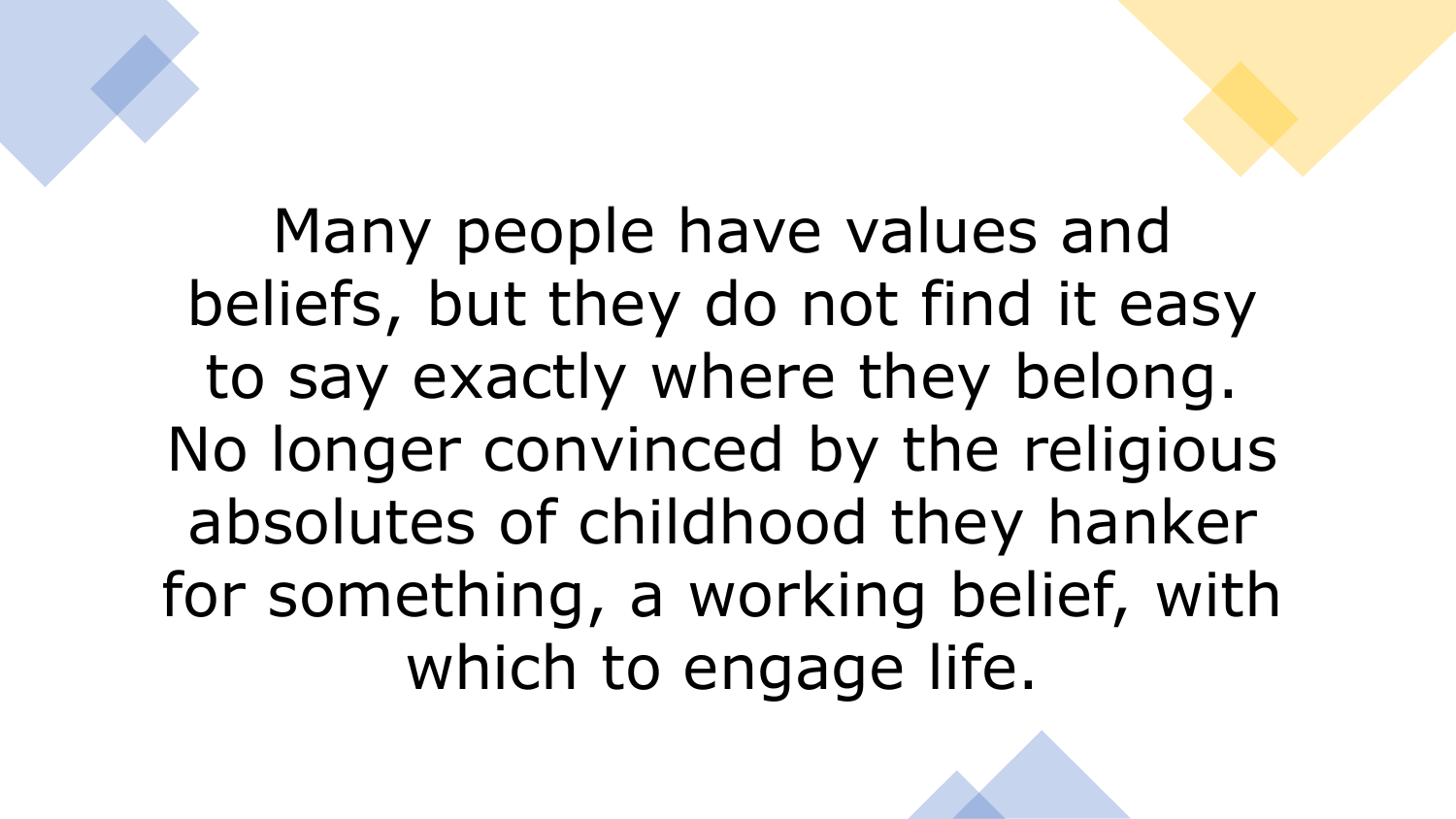Many people have values and beliefs, but they do not find it easy to say exactly where they belong. No longer convinced by the religious absolutes of childhood they hanker for something, a working belief, with which to engage life.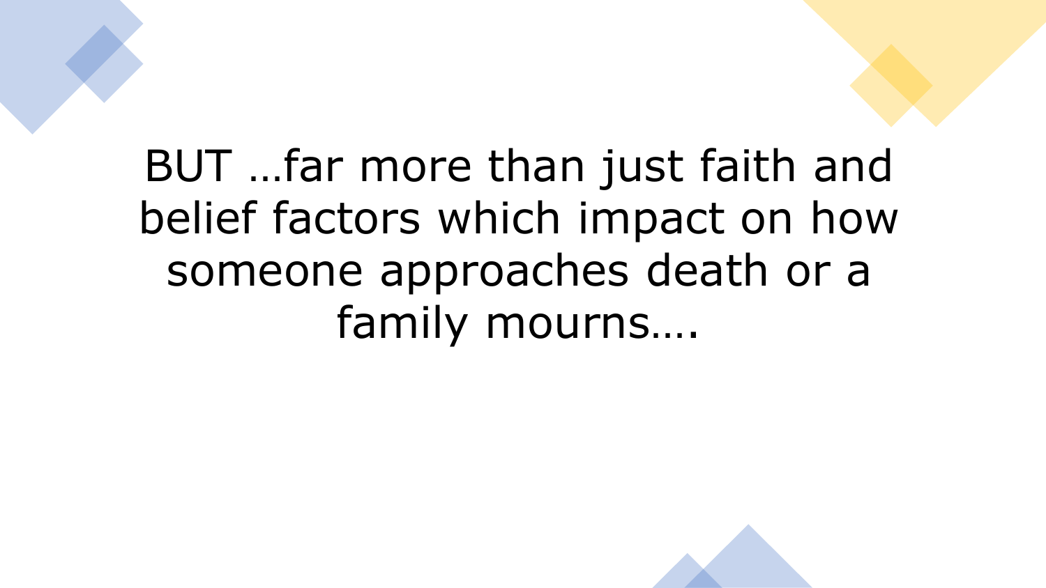BUT …far more than just faith and belief factors which impact on how someone approaches death or a family mourns….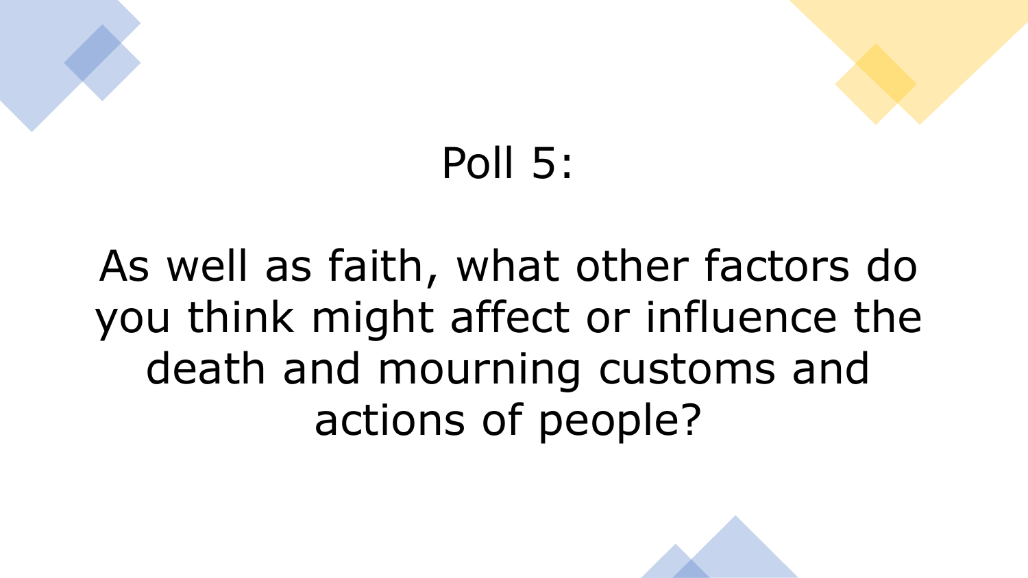# Poll 5:

As well as faith, what other factors do you think might affect or influence the death and mourning customs and actions of people?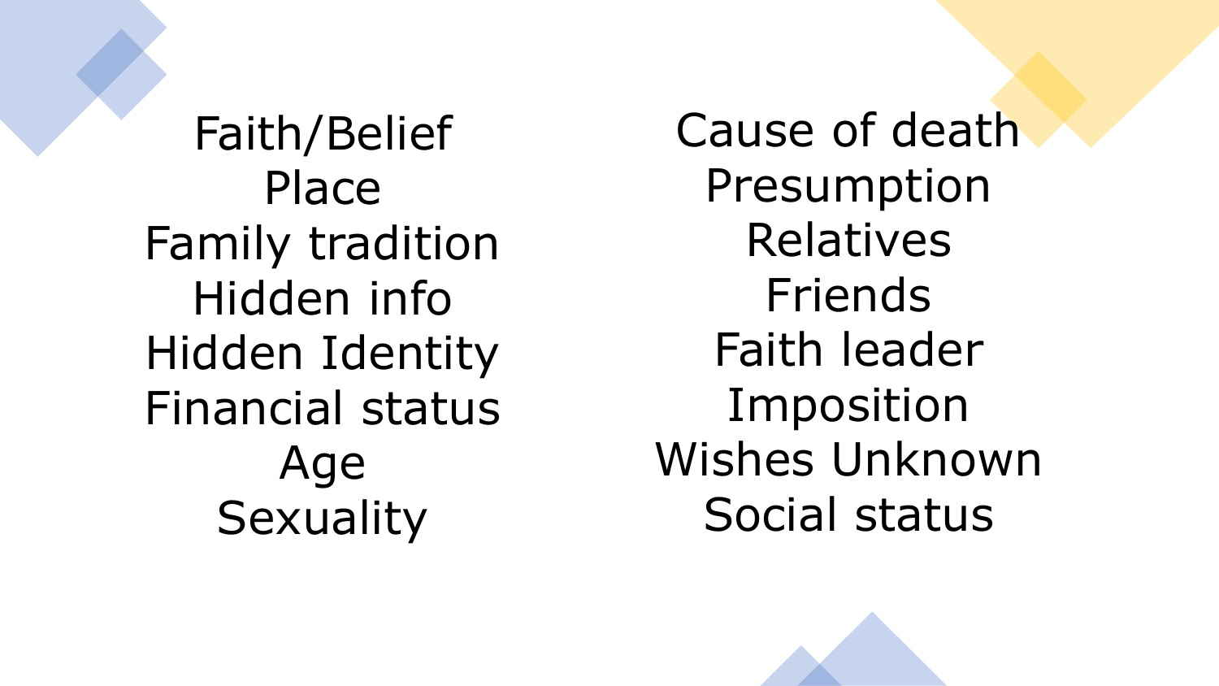Faith/Belief
Place
Family tradition
Hidden info
Hidden Identity
Financial status
Age
Sexuality

Cause of death
Presumption
Relatives
Friends
Faith leader
Imposition
Wishes Unknown
Social status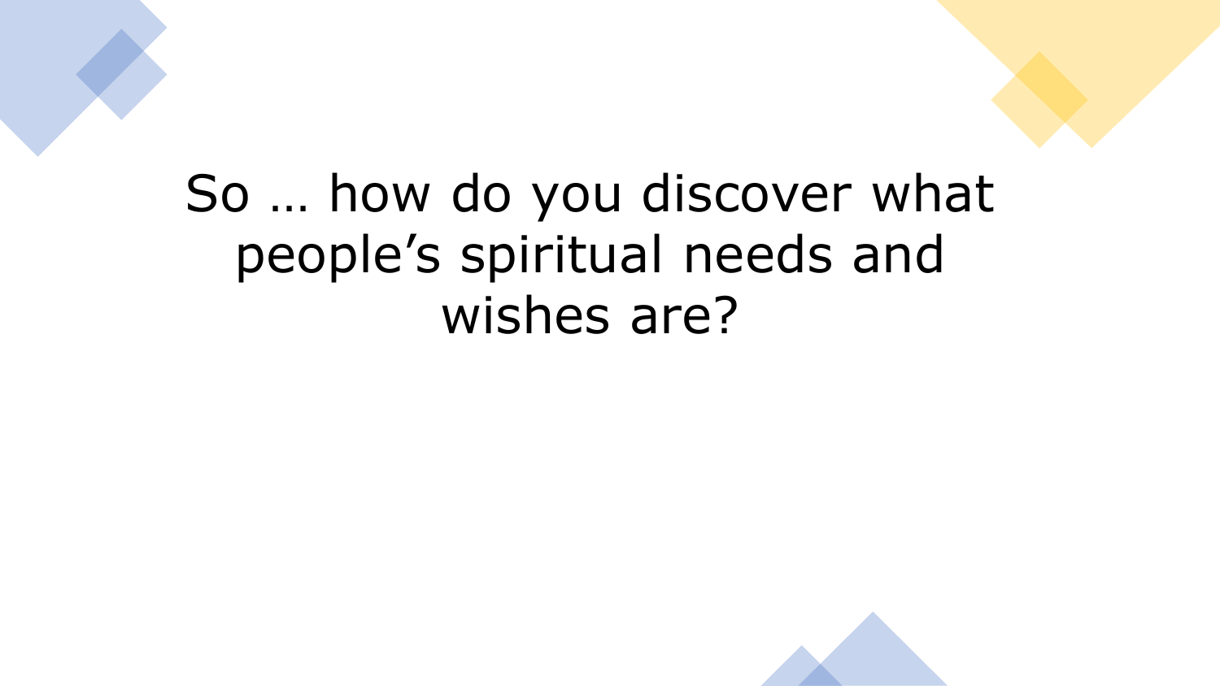# So … how do you discover what people’s spiritual needs and wishes are?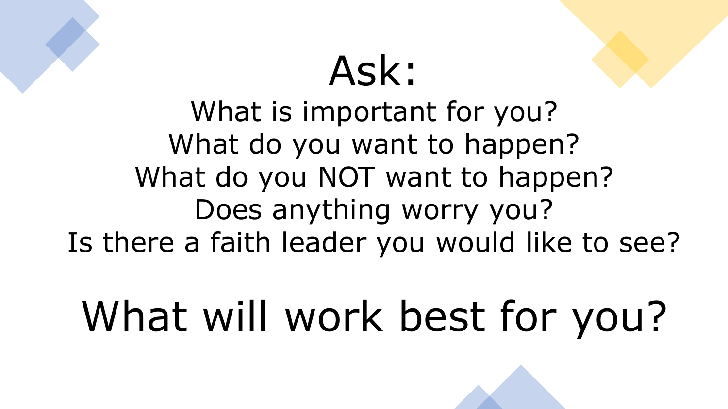# Ask:

What is important for you?
What do you want to happen?
What do you NOT want to happen?
Does anything worry you?
Is there a faith leader you would like to see?

## What will work best for you?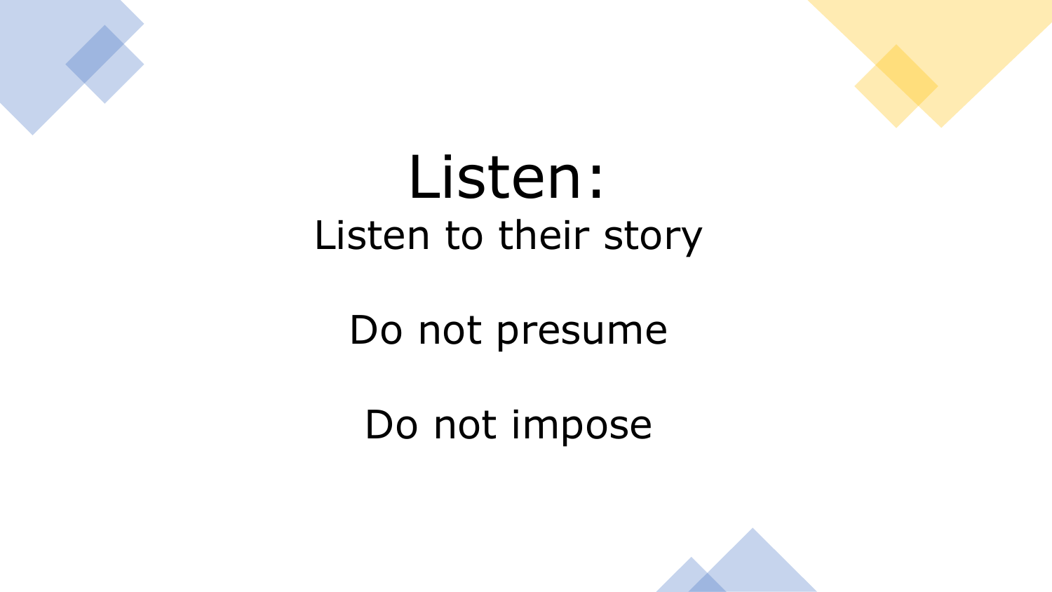# Listen:

Listen to their story

Do not presume

Do not impose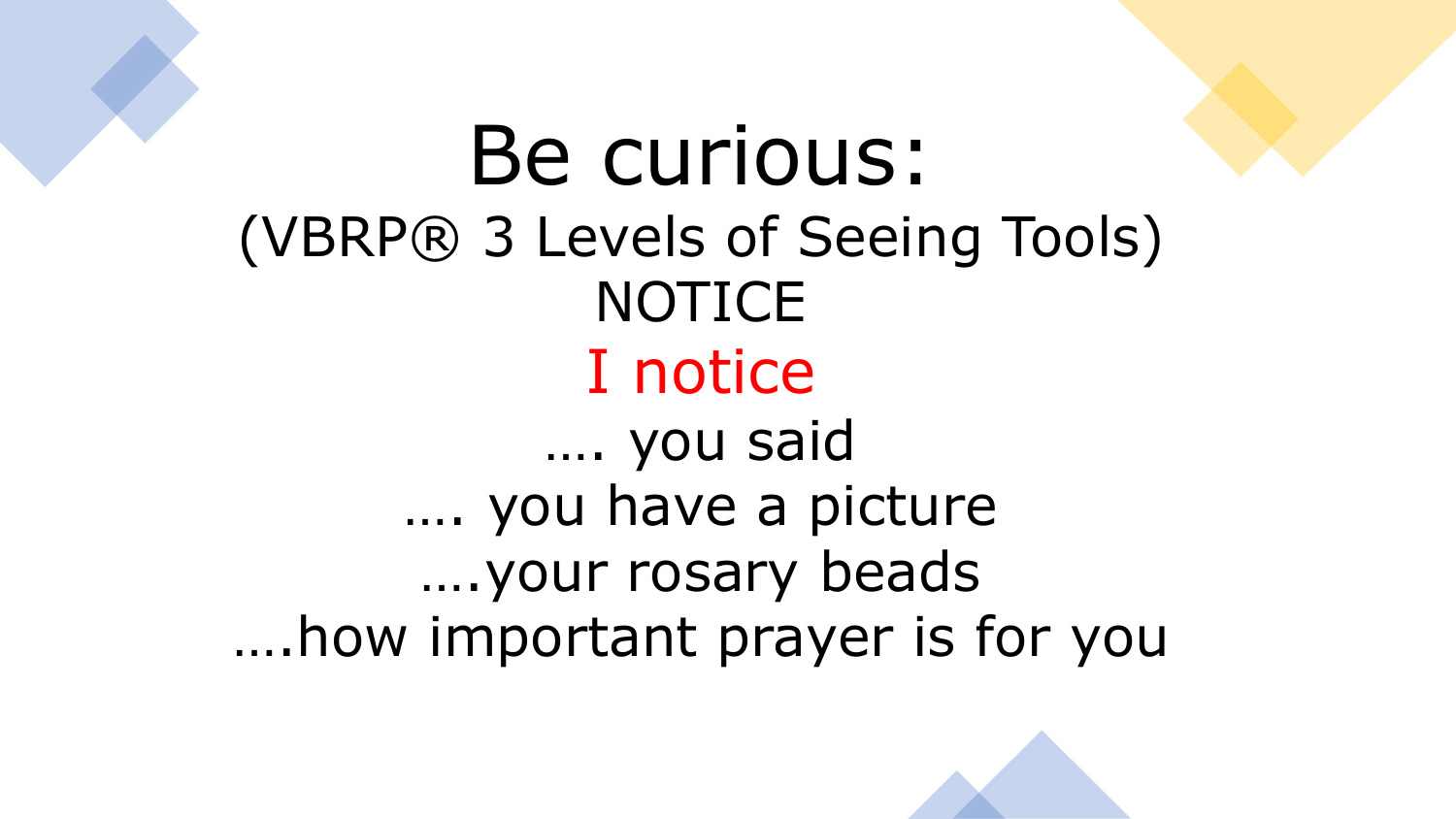# Be curious:

(VBRP® 3 Levels of Seeing Tools)

NOTICE

I notice

…. you said

…. you have a picture

….your rosary beads

….how important prayer is for you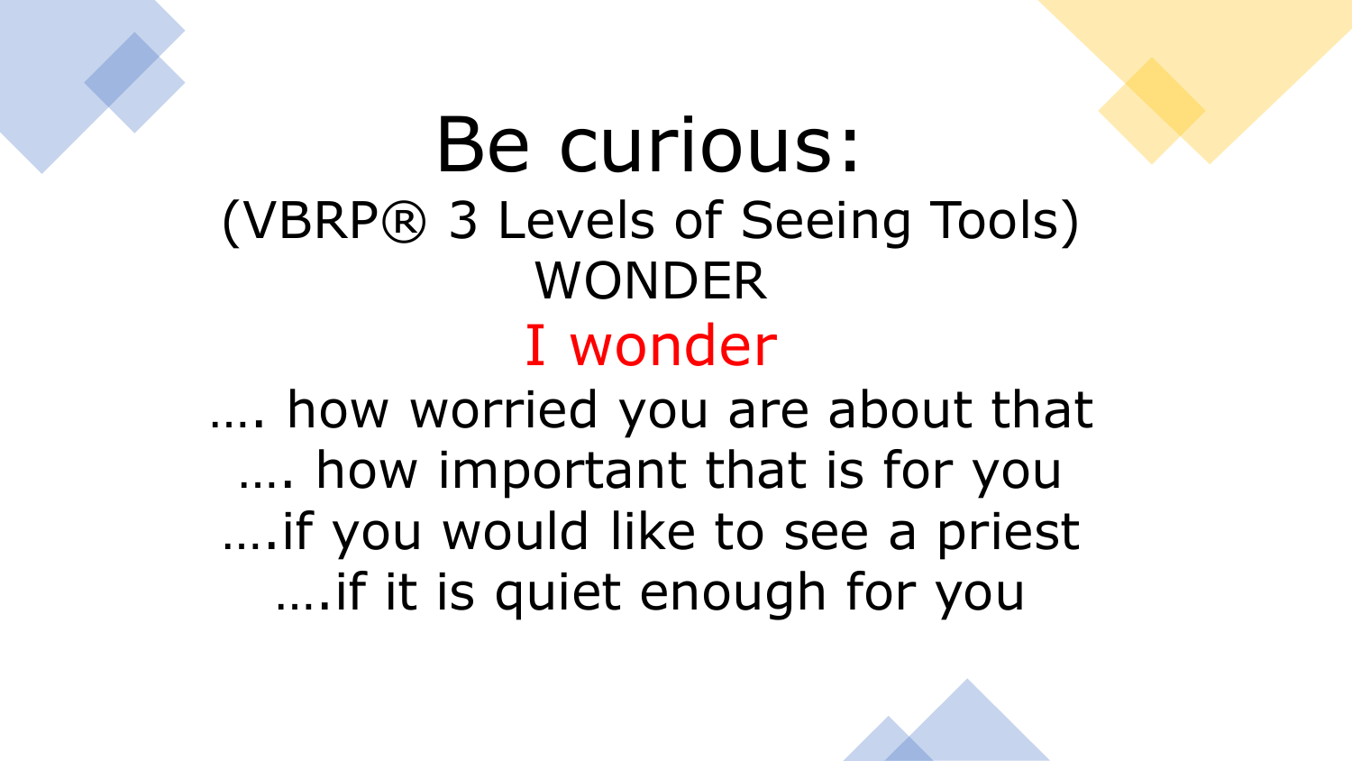# Be curious:

(VBRP® 3 Levels of Seeing Tools)

WONDER

I wonder

…. how worried you are about that

…. how important that is for you

….if you would like to see a priest

….if it is quiet enough for you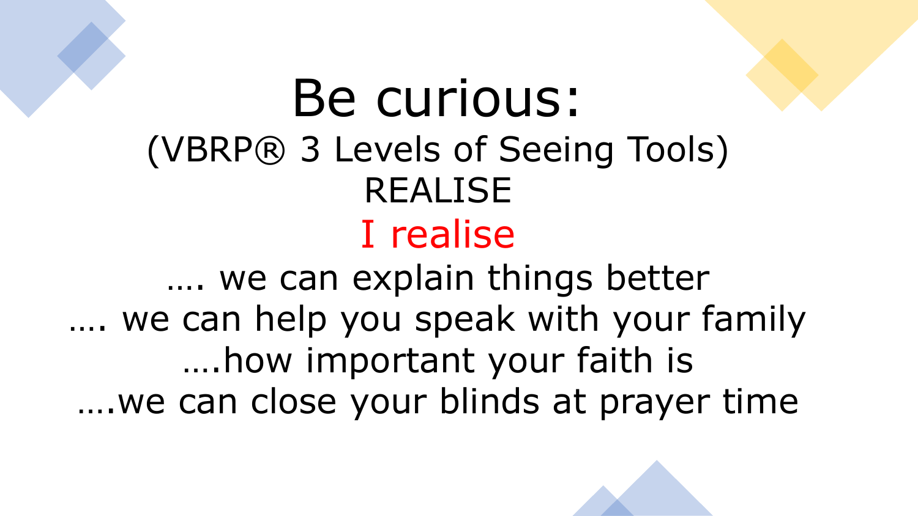# Be curious:

## (VBRP® 3 Levels of Seeing Tools)

## REALISE

## I realise

…. we can explain things better

…. we can help you speak with your family

….how important your faith is

….we can close your blinds at prayer time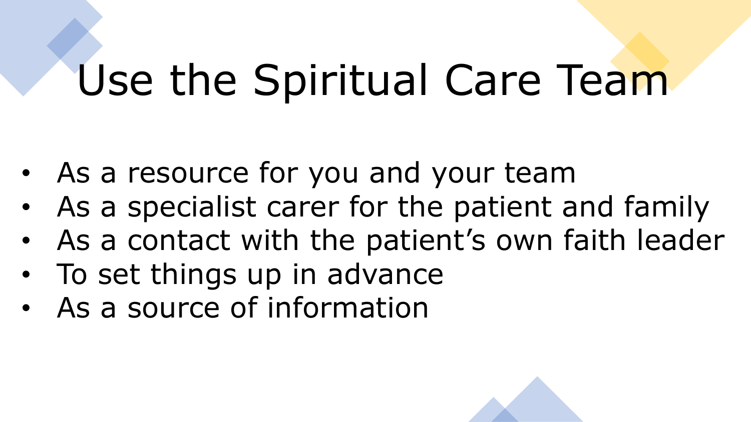# Use the Spiritual Care Team

- As a resource for you and your team
- As a specialist carer for the patient and family
- As a contact with the patient's own faith leader
- To set things up in advance
- As a source of information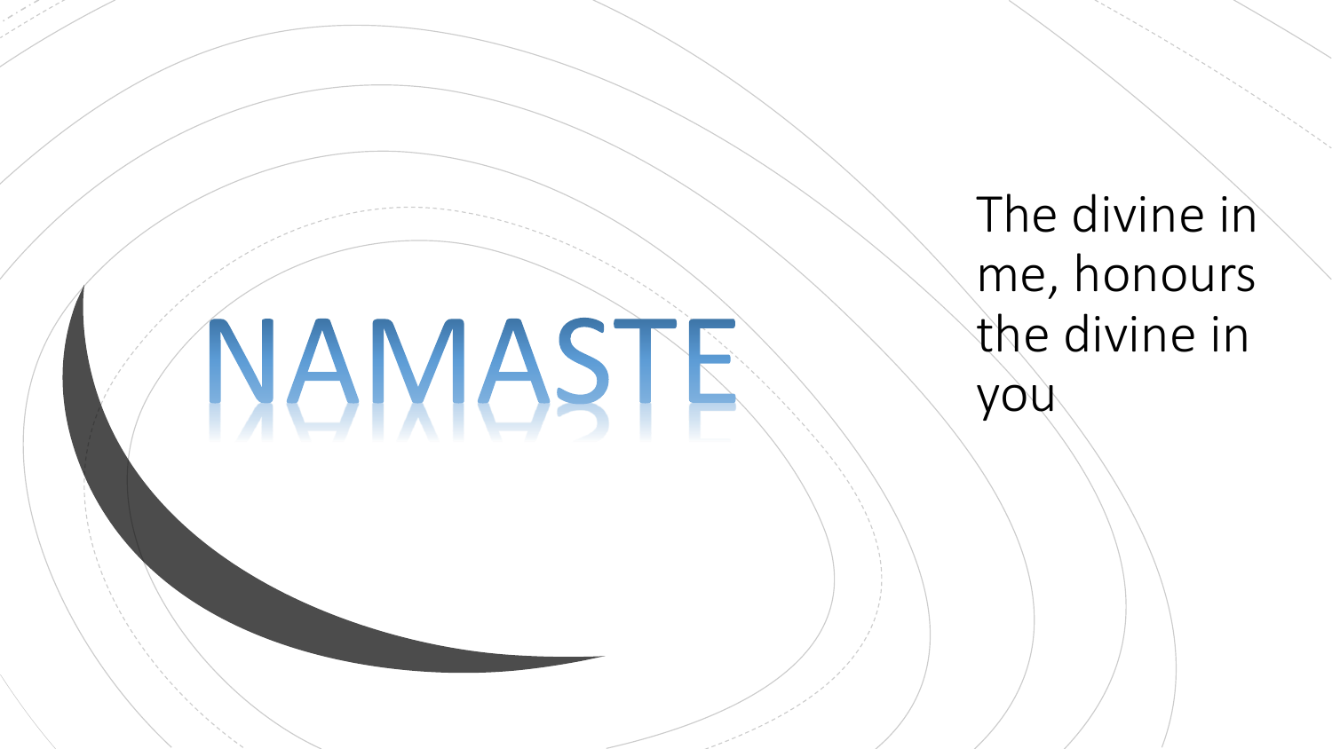# NAMASTE

The divine in me, honours the divine in you